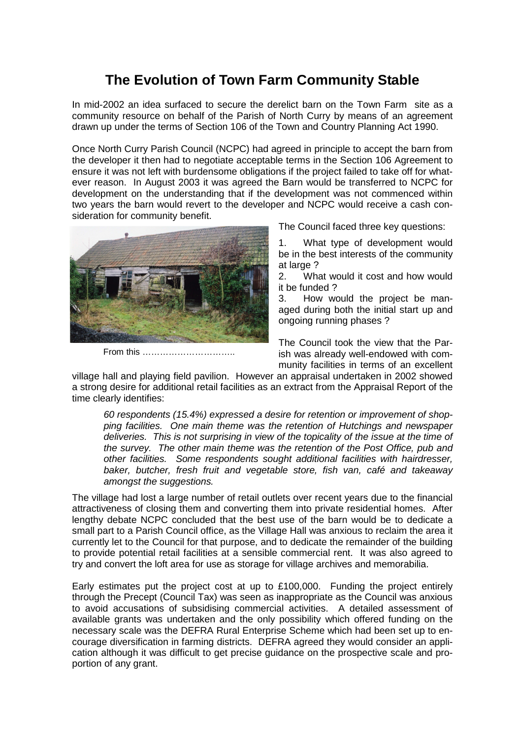# The Evolution of Town Farm Community Stable

In mid-2002 an idea surfaced to secure the derelict barn on the Town Farm site as a community resource on behalf of the Parish of North Curry by means of an agreement drawn up under the terms of Section 106 of the Town and Country Planning Act 1990.

Once North Curry Parish Council (NCPC) had agreed in principle to accept the barn from the developer it then had to negotiate acceptable terms in the Section 106 Agreement to ensure it was not left with burdensome obligations if the project failed to take off for whatever reason. In August 2003 it was agreed the Barn would be transferred to NCPC for development on the understanding that if the development was not commenced within two years the barn would revert to the developer and NCPC would receive a cash consideration for community benefit.

From this …………………………..

The Council faced three key questions:

1. What type of development would be in the best interests of the community at large ?
2. What would it cost and how would it be funded ?
3. How would the project be managed during both the initial start up and ongoing running phases ?

The Council took the view that the Parish was already well-endowed with community facilities in terms of an excellent village hall and playing field pavilion. However an appraisal undertaken in 2002 showed a strong desire for additional retail facilities as an extract from the Appraisal Report of the time clearly identifies:

> *60 respondents (15.4%) expressed a desire for retention or improvement of shopping facilities. One main theme was the retention of Hutchings and newspaper deliveries. This is not surprising in view of the topicality of the issue at the time of the survey. The other main theme was the retention of the Post Office, pub and other facilities. Some respondents sought additional facilities with hairdresser, baker, butcher, fresh fruit and vegetable store, fish van, café and takeaway amongst the suggestions.*

The village had lost a large number of retail outlets over recent years due to the financial attractiveness of closing them and converting them into private residential homes. After lengthy debate NCPC concluded that the best use of the barn would be to dedicate a small part to a Parish Council office, as the Village Hall was anxious to reclaim the area it currently let to the Council for that purpose, and to dedicate the remainder of the building to provide potential retail facilities at a sensible commercial rent. It was also agreed to try and convert the loft area for use as storage for village archives and memorabilia.

Early estimates put the project cost at up to £100,000. Funding the project entirely through the Precept (Council Tax) was seen as inappropriate as the Council was anxious to avoid accusations of subsidising commercial activities. A detailed assessment of available grants was undertaken and the only possibility which offered funding on the necessary scale was the DEFRA Rural Enterprise Scheme which had been set up to encourage diversification in farming districts. DEFRA agreed they would consider an application although it was difficult to get precise guidance on the prospective scale and proportion of any grant.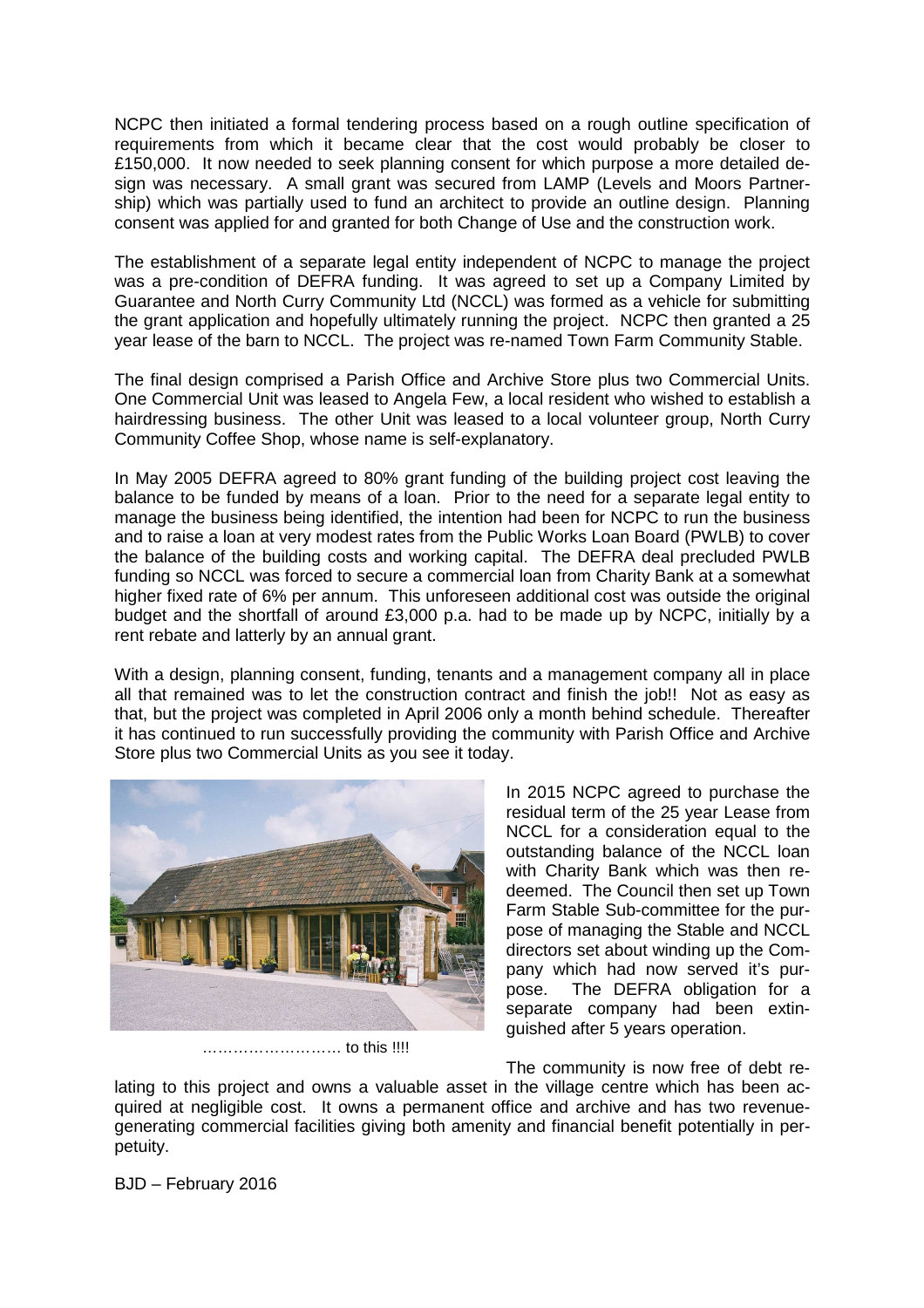NCPC then initiated a formal tendering process based on a rough outline specification of requirements from which it became clear that the cost would probably be closer to £150,000. It now needed to seek planning consent for which purpose a more detailed design was necessary. A small grant was secured from LAMP (Levels and Moors Partnership) which was partially used to fund an architect to provide an outline design. Planning consent was applied for and granted for both Change of Use and the construction work.

The establishment of a separate legal entity independent of NCPC to manage the project was a pre-condition of DEFRA funding. It was agreed to set up a Company Limited by Guarantee and North Curry Community Ltd (NCCL) was formed as a vehicle for submitting the grant application and hopefully ultimately running the project. NCPC then granted a 25 year lease of the barn to NCCL. The project was re-named Town Farm Community Stable.

The final design comprised a Parish Office and Archive Store plus two Commercial Units. One Commercial Unit was leased to Angela Few, a local resident who wished to establish a hairdressing business. The other Unit was leased to a local volunteer group, North Curry Community Coffee Shop, whose name is self-explanatory.

In May 2005 DEFRA agreed to 80% grant funding of the building project cost leaving the balance to be funded by means of a loan. Prior to the need for a separate legal entity to manage the business being identified, the intention had been for NCPC to run the business and to raise a loan at very modest rates from the Public Works Loan Board (PWLB) to cover the balance of the building costs and working capital. The DEFRA deal precluded PWLB funding so NCCL was forced to secure a commercial loan from Charity Bank at a somewhat higher fixed rate of 6% per annum. This unforeseen additional cost was outside the original budget and the shortfall of around £3,000 p.a. had to be made up by NCPC, initially by a rent rebate and latterly by an annual grant.

With a design, planning consent, funding, tenants and a management company all in place all that remained was to let the construction contract and finish the job!! Not as easy as that, but the project was completed in April 2006 only a month behind schedule. Thereafter it has continued to run successfully providing the community with Parish Office and Archive Store plus two Commercial Units as you see it today.

……………………… to this !!!!

In 2015 NCPC agreed to purchase the residual term of the 25 year Lease from NCCL for a consideration equal to the outstanding balance of the NCCL loan with Charity Bank which was then redeemed. The Council then set up Town Farm Stable Sub-committee for the purpose of managing the Stable and NCCL directors set about winding up the Company which had now served it's purpose. The DEFRA obligation for a separate company had been extinguished after 5 years operation.

The community is now free of debt relating to this project and owns a valuable asset in the village centre which has been acquired at negligible cost. It owns a permanent office and archive and has two revenue-generating commercial facilities giving both amenity and financial benefit potentially in perpetuity.

BJD – February 2016